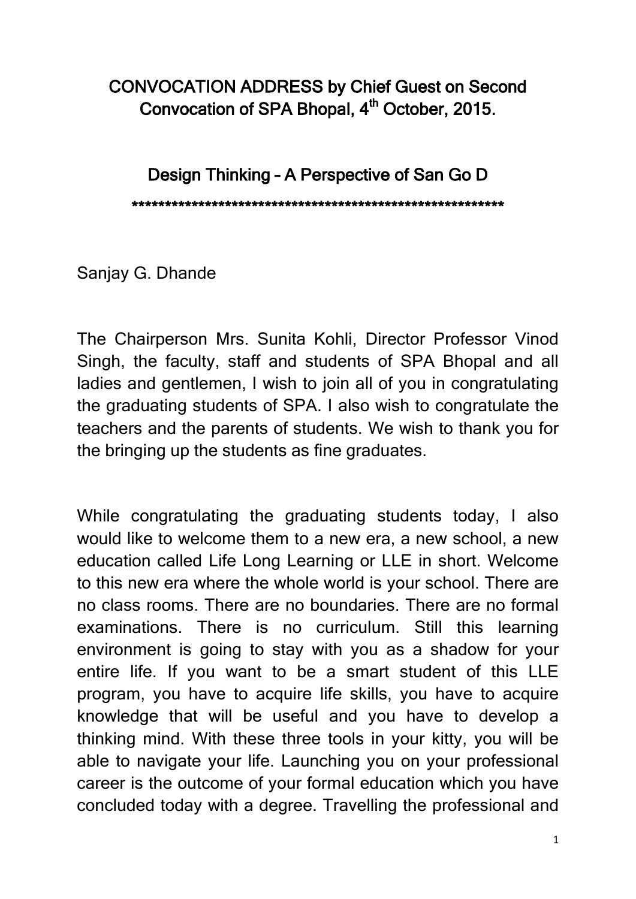# CONVOCATION ADDRESS by Chief Guest on Second Convocation of SPA Bhopal, 4th October, 2015.

## Design Thinking – A Perspective of San Go D

*********************************************************

Sanjay G. Dhande

The Chairperson Mrs. Sunita Kohli, Director Professor Vinod Singh, the faculty, staff and students of SPA Bhopal and all ladies and gentlemen, I wish to join all of you in congratulating the graduating students of SPA. I also wish to congratulate the teachers and the parents of students. We wish to thank you for the bringing up the students as fine graduates.

While congratulating the graduating students today, I also would like to welcome them to a new era, a new school, a new education called Life Long Learning or LLE in short. Welcome to this new era where the whole world is your school. There are no class rooms. There are no boundaries. There are no formal examinations. There is no curriculum. Still this learning environment is going to stay with you as a shadow for your entire life. If you want to be a smart student of this LLE program, you have to acquire life skills, you have to acquire knowledge that will be useful and you have to develop a thinking mind. With these three tools in your kitty, you will be able to navigate your life. Launching you on your professional career is the outcome of your formal education which you have concluded today with a degree. Travelling the professional and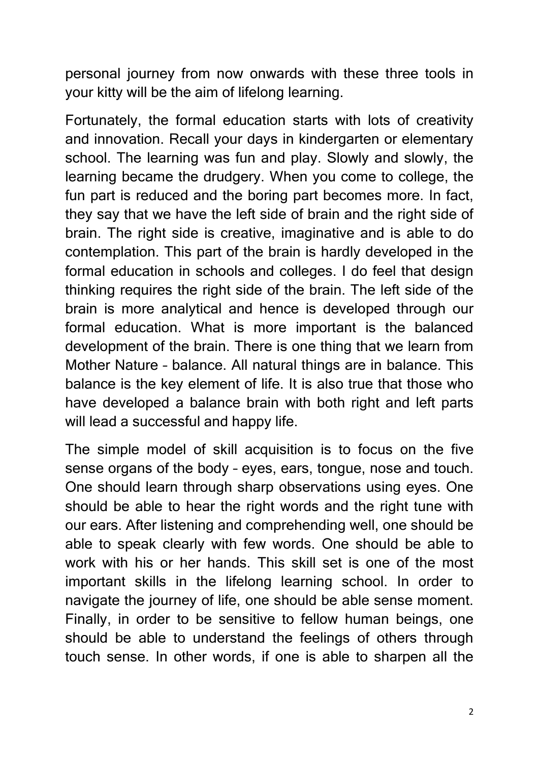personal journey from now onwards with these three tools in your kitty will be the aim of lifelong learning.

Fortunately, the formal education starts with lots of creativity and innovation. Recall your days in kindergarten or elementary school. The learning was fun and play. Slowly and slowly, the learning became the drudgery. When you come to college, the fun part is reduced and the boring part becomes more. In fact, they say that we have the left side of brain and the right side of brain. The right side is creative, imaginative and is able to do contemplation. This part of the brain is hardly developed in the formal education in schools and colleges. I do feel that design thinking requires the right side of the brain. The left side of the brain is more analytical and hence is developed through our formal education. What is more important is the balanced development of the brain. There is one thing that we learn from Mother Nature – balance. All natural things are in balance. This balance is the key element of life. It is also true that those who have developed a balance brain with both right and left parts will lead a successful and happy life.

The simple model of skill acquisition is to focus on the five sense organs of the body – eyes, ears, tongue, nose and touch. One should learn through sharp observations using eyes. One should be able to hear the right words and the right tune with our ears. After listening and comprehending well, one should be able to speak clearly with few words. One should be able to work with his or her hands. This skill set is one of the most important skills in the lifelong learning school. In order to navigate the journey of life, one should be able sense moment. Finally, in order to be sensitive to fellow human beings, one should be able to understand the feelings of others through touch sense. In other words, if one is able to sharpen all the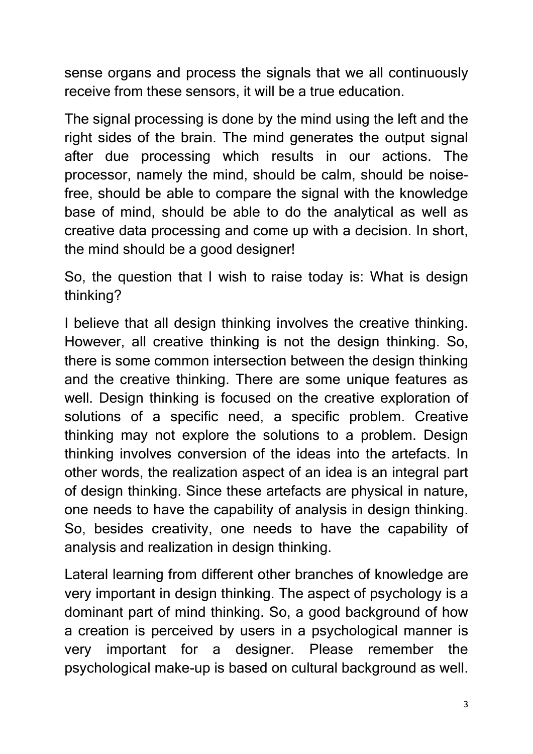sense organs and process the signals that we all continuously receive from these sensors, it will be a true education.

The signal processing is done by the mind using the left and the right sides of the brain. The mind generates the output signal after due processing which results in our actions. The processor, namely the mind, should be calm, should be noise-free, should be able to compare the signal with the knowledge base of mind, should be able to do the analytical as well as creative data processing and come up with a decision. In short, the mind should be a good designer!

So, the question that I wish to raise today is: What is design thinking?

I believe that all design thinking involves the creative thinking. However, all creative thinking is not the design thinking. So, there is some common intersection between the design thinking and the creative thinking. There are some unique features as well. Design thinking is focused on the creative exploration of solutions of a specific need, a specific problem. Creative thinking may not explore the solutions to a problem. Design thinking involves conversion of the ideas into the artefacts. In other words, the realization aspect of an idea is an integral part of design thinking. Since these artefacts are physical in nature, one needs to have the capability of analysis in design thinking. So, besides creativity, one needs to have the capability of analysis and realization in design thinking.

Lateral learning from different other branches of knowledge are very important in design thinking. The aspect of psychology is a dominant part of mind thinking. So, a good background of how a creation is perceived by users in a psychological manner is very important for a designer. Please remember the psychological make-up is based on cultural background as well.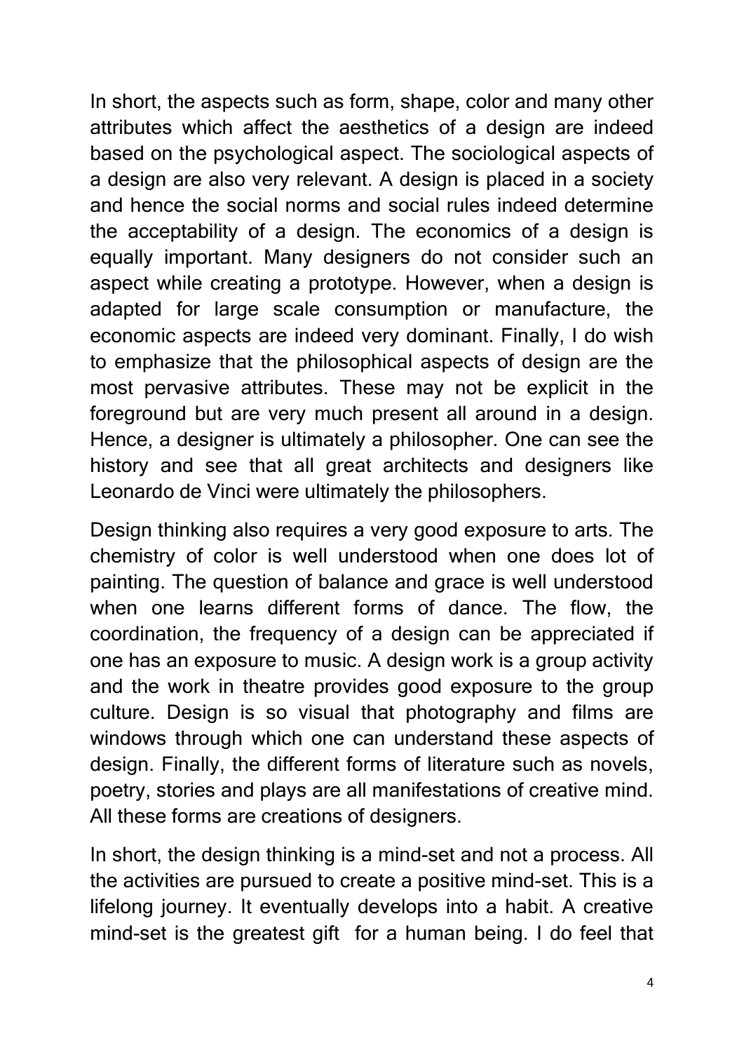In short, the aspects such as form, shape, color and many other attributes which affect the aesthetics of a design are indeed based on the psychological aspect. The sociological aspects of a design are also very relevant. A design is placed in a society and hence the social norms and social rules indeed determine the acceptability of a design. The economics of a design is equally important. Many designers do not consider such an aspect while creating a prototype. However, when a design is adapted for large scale consumption or manufacture, the economic aspects are indeed very dominant. Finally, I do wish to emphasize that the philosophical aspects of design are the most pervasive attributes. These may not be explicit in the foreground but are very much present all around in a design. Hence, a designer is ultimately a philosopher. One can see the history and see that all great architects and designers like Leonardo de Vinci were ultimately the philosophers.

Design thinking also requires a very good exposure to arts. The chemistry of color is well understood when one does lot of painting. The question of balance and grace is well understood when one learns different forms of dance. The flow, the coordination, the frequency of a design can be appreciated if one has an exposure to music. A design work is a group activity and the work in theatre provides good exposure to the group culture. Design is so visual that photography and films are windows through which one can understand these aspects of design. Finally, the different forms of literature such as novels, poetry, stories and plays are all manifestations of creative mind. All these forms are creations of designers.

In short, the design thinking is a mind-set and not a process. All the activities are pursued to create a positive mind-set. This is a lifelong journey. It eventually develops into a habit. A creative mind-set is the greatest gift for a human being. I do feel that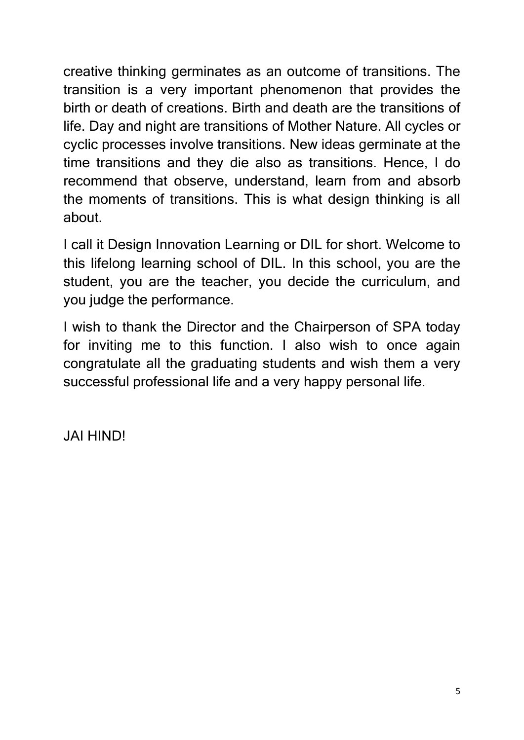creative thinking germinates as an outcome of transitions. The transition is a very important phenomenon that provides the birth or death of creations. Birth and death are the transitions of life. Day and night are transitions of Mother Nature. All cycles or cyclic processes involve transitions. New ideas germinate at the time transitions and they die also as transitions. Hence, I do recommend that observe, understand, learn from and absorb the moments of transitions. This is what design thinking is all about.

I call it Design Innovation Learning or DIL for short. Welcome to this lifelong learning school of DIL. In this school, you are the student, you are the teacher, you decide the curriculum, and you judge the performance.

I wish to thank the Director and the Chairperson of SPA today for inviting me to this function. I also wish to once again congratulate all the graduating students and wish them a very successful professional life and a very happy personal life.

JAI HIND!